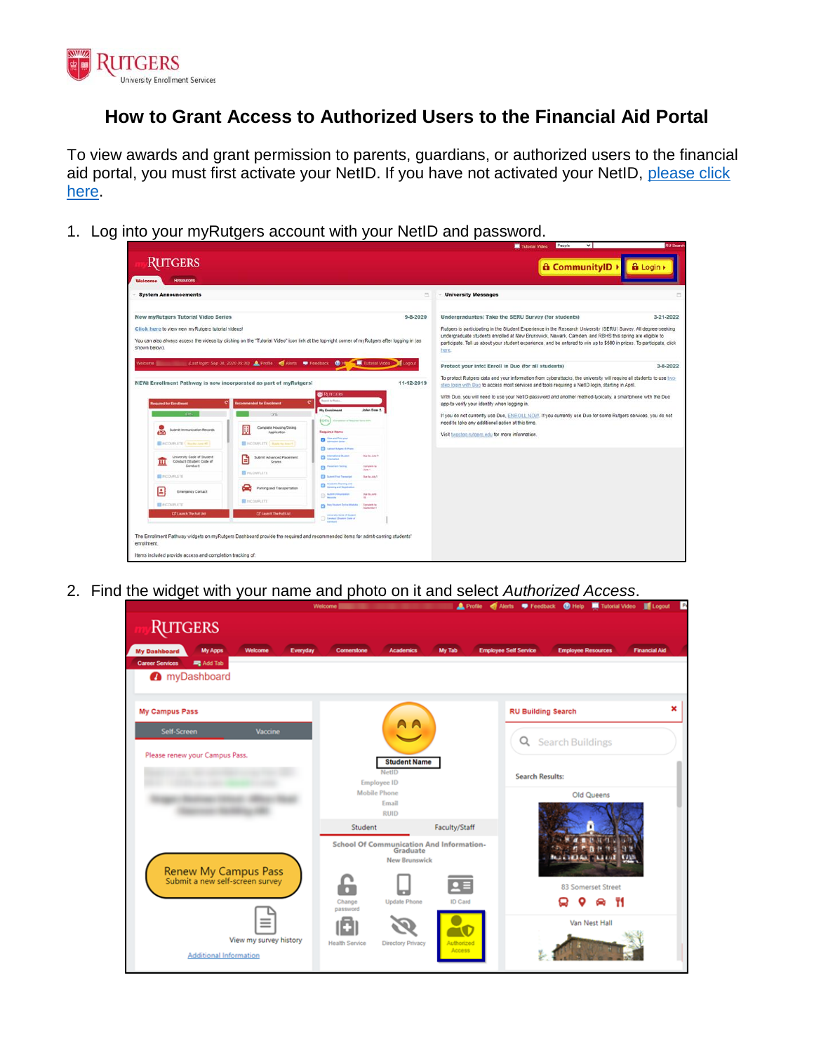# How to Grant Access to Authorized Users to the Financial Aid Portal

To view awards and grant permission to parents, guardians, or authorized users to the financial aid portal, you must first activate your NetID. If you have not activated your NetID, please click here.

1. Log into your myRutgers account with your NetID and password.

2. Find the widget with your name and photo on it and select *Authorized Access*.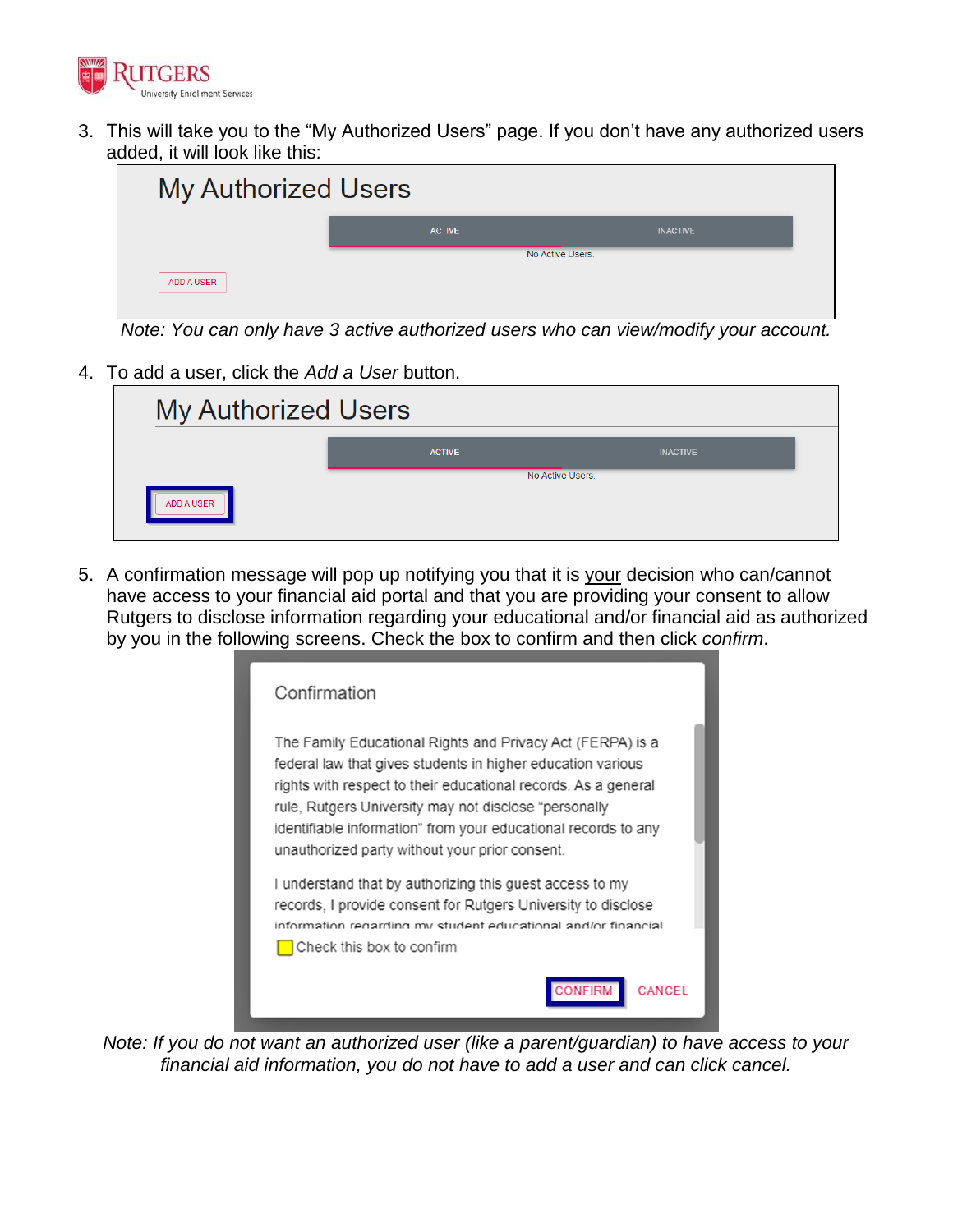3. This will take you to the "My Authorized Users" page. If you don't have any authorized users added, it will look like this:

My Authorized Users

ACTIVE INACTIVE

No Active Users.

ADD A USER

*Note: You can only have 3 active authorized users who can view/modify your account.*

4. To add a user, click the *Add a User* button.

My Authorized Users

ACTIVE INACTIVE

No Active Users.

ADD A USER

5. A confirmation message will pop up notifying you that it is your decision who can/cannot have access to your financial aid portal and that you are providing your consent to allow Rutgers to disclose information regarding your educational and/or financial aid as authorized by you in the following screens. Check the box to confirm and then click *confirm*.

Confirmation

The Family Educational Rights and Privacy Act (FERPA) is a federal law that gives students in higher education various rights with respect to their educational records. As a general rule, Rutgers University may not disclose "personally identifiable information" from your educational records to any unauthorized party without your prior consent.

I understand that by authorizing this guest access to my records, I provide consent for Rutgers University to disclose information regarding my student educational and/or financial

Check this box to confirm

CONFIRM CANCEL

*Note: If you do not want an authorized user (like a parent/guardian) to have access to your financial aid information, you do not have to add a user and can click cancel.*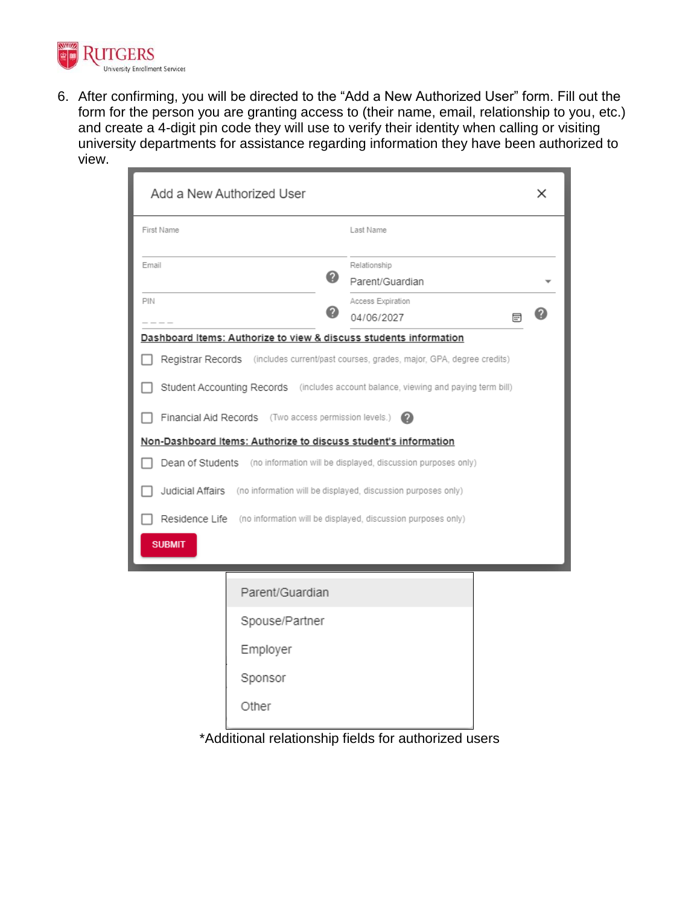6. After confirming, you will be directed to the "Add a New Authorized User" form. Fill out the form for the person you are granting access to (their name, email, relationship to you, etc.) and create a 4-digit pin code they will use to verify their identity when calling or visiting university departments for assistance regarding information they have been authorized to view.

Add a New Authorized User

First Name

Last Name

Email

Relationship

Parent/Guardian

PIN

Access Expiration

04/06/2027

**Dashboard Items: Authorize to view & discuss students information**

- Registrar Records (includes current/past courses, grades, major, GPA, degree credits)
- Student Accounting Records (includes account balance, viewing and paying term bill)
- Financial Aid Records (Two access permission levels.)

**Non-Dashboard Items: Authorize to discuss student's information**

- Dean of Students (no information will be displayed, discussion purposes only)
- Judicial Affairs (no information will be displayed, discussion purposes only)
- Residence Life (no information will be displayed, discussion purposes only)

SUBMIT

- Parent/Guardian
- Spouse/Partner
- Employer
- Sponsor
- Other

*Additional relationship fields for authorized users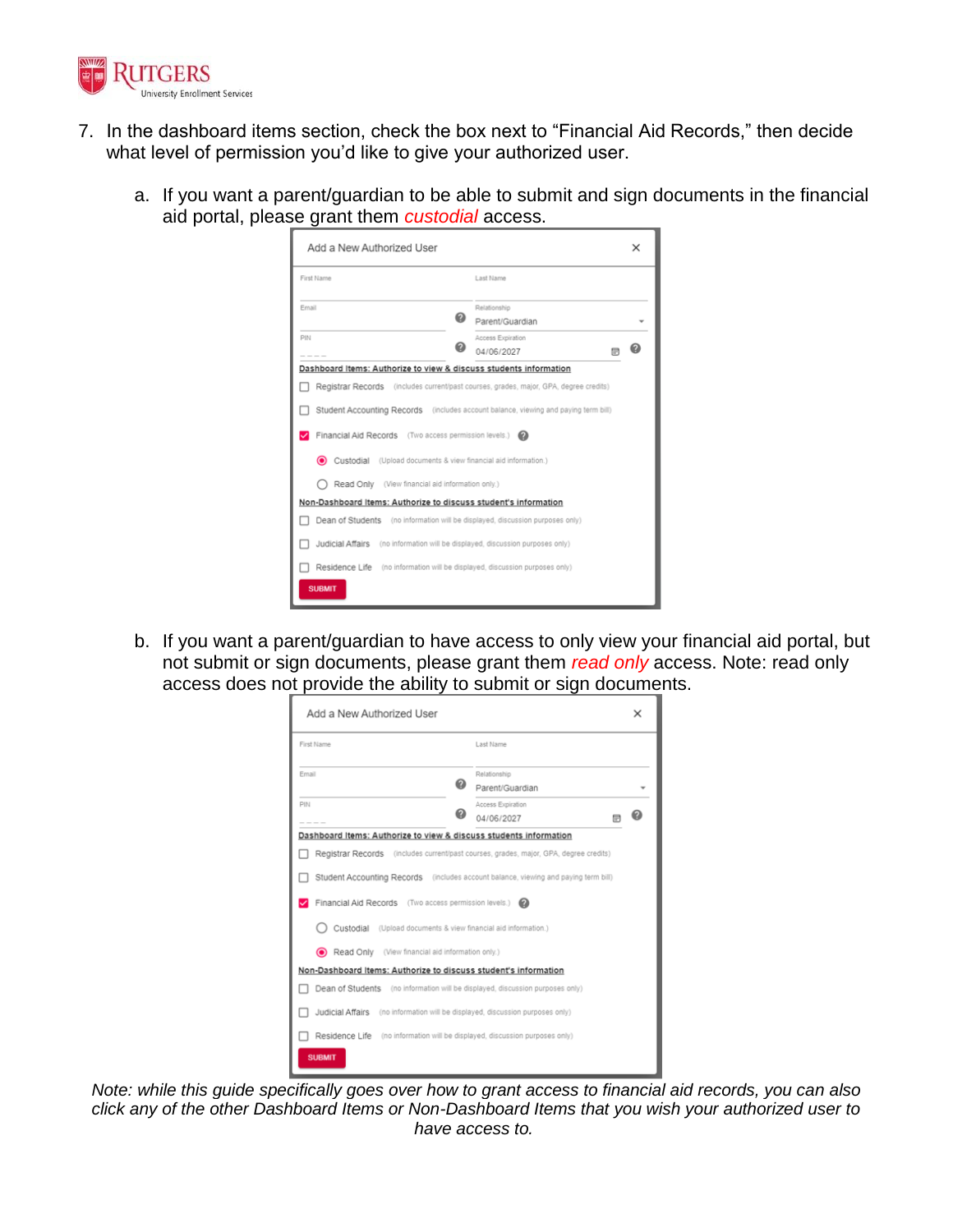7. In the dashboard items section, check the box next to "Financial Aid Records," then decide what level of permission you'd like to give your authorized user.

   a. If you want a parent/guardian to be able to submit and sign documents in the financial aid portal, please grant them *custodial* access.

   b. If you want a parent/guardian to have access to only view your financial aid portal, but not submit or sign documents, please grant them *read only* access. Note: read only access does not provide the ability to submit or sign documents.

*Note: while this guide specifically goes over how to grant access to financial aid records, you can also click any of the other Dashboard Items or Non-Dashboard Items that you wish your authorized user to have access to.*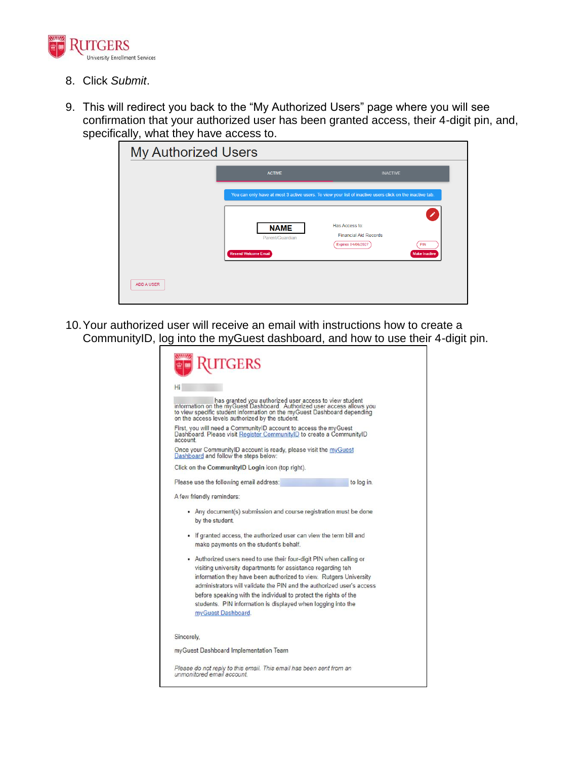8. Click *Submit*.

9. This will redirect you back to the “My Authorized Users” page where you will see confirmation that your authorized user has been granted access, their 4-digit pin, and, specifically, what they have access to.

My Authorized Users

ACTIVE INACTIVE

You can only have at most 3 active users. To view your list of inactive users click on the inactive tab.

NAME
Parent/Guardian

Has Access to:
Financial Aid Records
Expires 04/06/2027

PIN

Resend Welcome Email

Make Inactive

ADD A USER

10. Your authorized user will receive an email with instructions how to create a CommunityID, log into the myGuest dashboard, and how to use their 4-digit pin.

RUTGERS

Hi

has granted you authorized user access to view student information on the myGuest Dashboard. Authorized user access allows you to view specific student information on the myGuest Dashboard depending on the access levels authorized by the student.

First, you will need a CommunityID account to access the myGuest Dashboard. Please visit Register CommunityID to create a CommunityID account.

Once your CommunityID account is ready, please visit the myGuest Dashboard and follow the steps below:

Click on the **CommunityID Login** icon (top right).

Please use the following email address: to log in.

A few friendly reminders:

- Any document(s) submission and course registration must be done by the student.
- If granted access, the authorized user can view the term bill and make payments on the student's behalf.
- Authorized users need to use their four-digit PIN when calling or visiting university departments for assistance regarding teh information they have been authorized to view. Rutgers University administrators will validate the PIN and the authorized user's access before speaking with the individual to protect the rights of the students. PIN information is displayed when logging into the myGuest Dashboard.

Sincerely,

myGuest Dashboard Implementation Team

*Please do not reply to this email. This email has been sent from an unmonitored email account.*